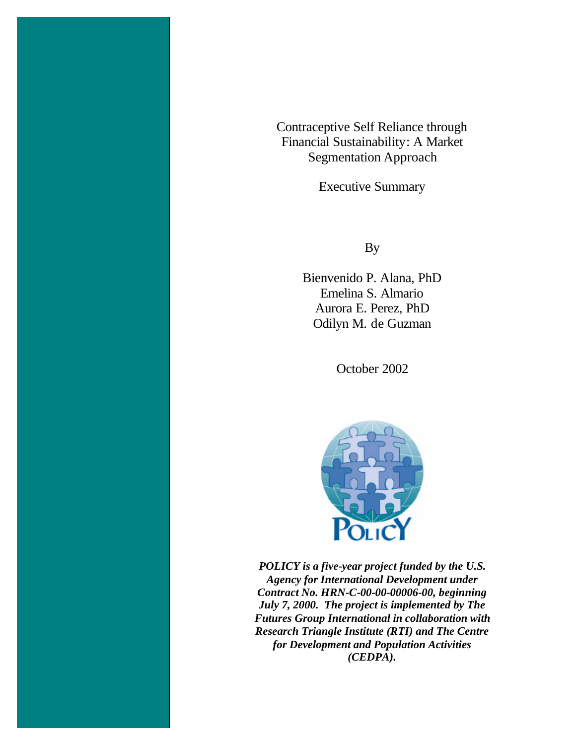# Contraceptive Self Reliance through Financial Sustainability: A Market Segmentation Approach

## Executive Summary

By

Bienvenido P. Alana, PhD
Emelina S. Almario
Aurora E. Perez, PhD
Odilyn M. de Guzman

October 2002

POLICY

***POLICY is a five-year project funded by the U.S. Agency for International Development under Contract No. HRN-C-00-00-00006-00, beginning July 7, 2000. The project is implemented by The Futures Group International in collaboration with Research Triangle Institute (RTI) and The Centre for Development and Population Activities (CEDPA).***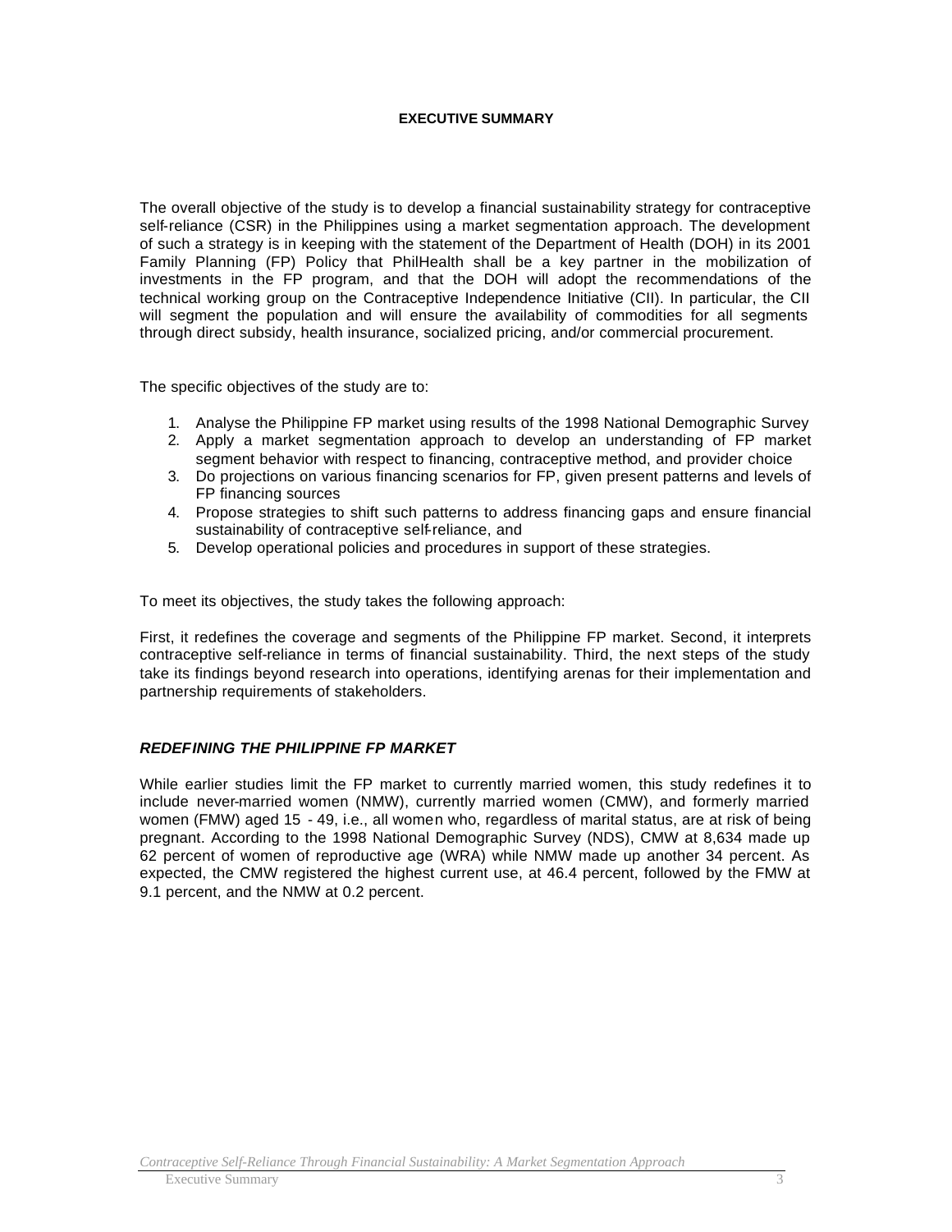## EXECUTIVE SUMMARY

The overall objective of the study is to develop a financial sustainability strategy for contraceptive self-reliance (CSR) in the Philippines using a market segmentation approach. The development of such a strategy is in keeping with the statement of the Department of Health (DOH) in its 2001 Family Planning (FP) Policy that PhilHealth shall be a key partner in the mobilization of investments in the FP program, and that the DOH will adopt the recommendations of the technical working group on the Contraceptive Independence Initiative (CII). In particular, the CII will segment the population and will ensure the availability of commodities for all segments through direct subsidy, health insurance, socialized pricing, and/or commercial procurement.

The specific objectives of the study are to:

1. Analyse the Philippine FP market using results of the 1998 National Demographic Survey
2. Apply a market segmentation approach to develop an understanding of FP market segment behavior with respect to financing, contraceptive method, and provider choice
3. Do projections on various financing scenarios for FP, given present patterns and levels of FP financing sources
4. Propose strategies to shift such patterns to address financing gaps and ensure financial sustainability of contraceptive self-reliance, and
5. Develop operational policies and procedures in support of these strategies.

To meet its objectives, the study takes the following approach:

First, it redefines the coverage and segments of the Philippine FP market. Second, it interprets contraceptive self-reliance in terms of financial sustainability. Third, the next steps of the study take its findings beyond research into operations, identifying arenas for their implementation and partnership requirements of stakeholders.

### *REDEFINING THE PHILIPPINE FP MARKET*

While earlier studies limit the FP market to currently married women, this study redefines it to include never-married women (NMW), currently married women (CMW), and formerly married women (FMW) aged 15 - 49, i.e., all women who, regardless of marital status, are at risk of being pregnant. According to the 1998 National Demographic Survey (NDS), CMW at 8,634 made up 62 percent of women of reproductive age (WRA) while NMW made up another 34 percent. As expected, the CMW registered the highest current use, at 46.4 percent, followed by the FMW at 9.1 percent, and the NMW at 0.2 percent.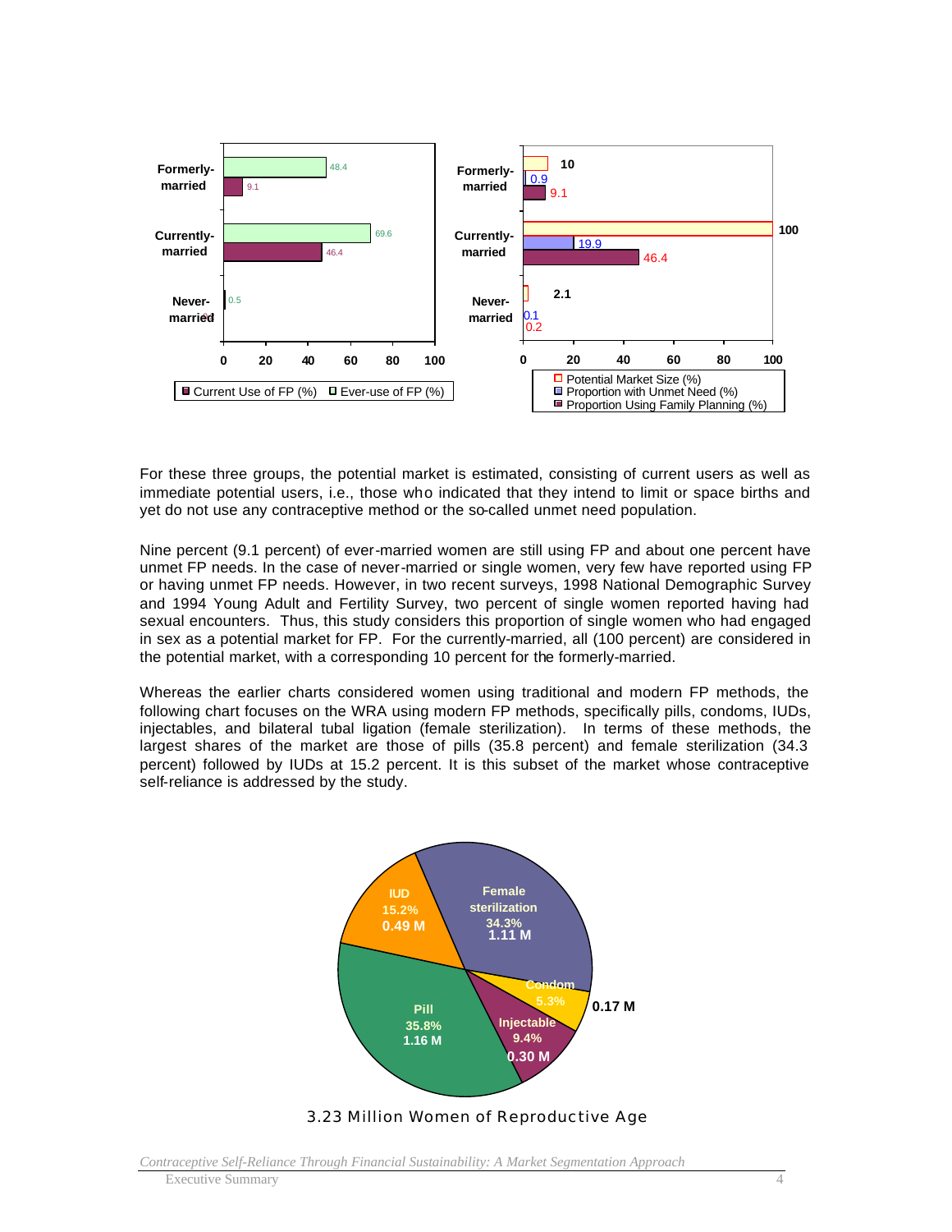Formerly-married
48.4
9.1

Currently-married
69.6
46.4

Never-married
0.5

0 20 40 60 80 100

Current Use of FP (%) Ever-use of FP (%)

Formerly-married
10
0.9
9.1

Currently-married
100
19.9
46.4

Never-married
2.1
0.1
0.2

0 20 40 60 80 100

Potential Market Size (%)
Proportion with Unmet Need (%)
Proportion Using Family Planning (%)

For these three groups, the potential market is estimated, consisting of current users as well as immediate potential users, i.e., those who indicated that they intend to limit or space births and yet do not use any contraceptive method or the so-called unmet need population.

Nine percent (9.1 percent) of ever-married women are still using FP and about one percent have unmet FP needs. In the case of never-married or single women, very few have reported using FP or having unmet FP needs. However, in two recent surveys, 1998 National Demographic Survey and 1994 Young Adult and Fertility Survey, two percent of single women reported having had sexual encounters. Thus, this study considers this proportion of single women who had engaged in sex as a potential market for FP. For the currently-married, all (100 percent) are considered in the potential market, with a corresponding 10 percent for the formerly-married.

Whereas the earlier charts considered women using traditional and modern FP methods, the following chart focuses on the WRA using modern FP methods, specifically pills, condoms, IUDs, injectables, and bilateral tubal ligation (female sterilization). In terms of these methods, the largest shares of the market are those of pills (35.8 percent) and female sterilization (34.3 percent) followed by IUDs at 15.2 percent. It is this subset of the market whose contraceptive self-reliance is addressed by the study.

Female sterilization 34.3% 1.11 M

IUD 15.2% 0.49 M

Pill 35.8% 1.16 M

Injectable 9.4% 0.30 M

Condom 5.3% 0.17 M

3.23 Million Women of Reproductive Age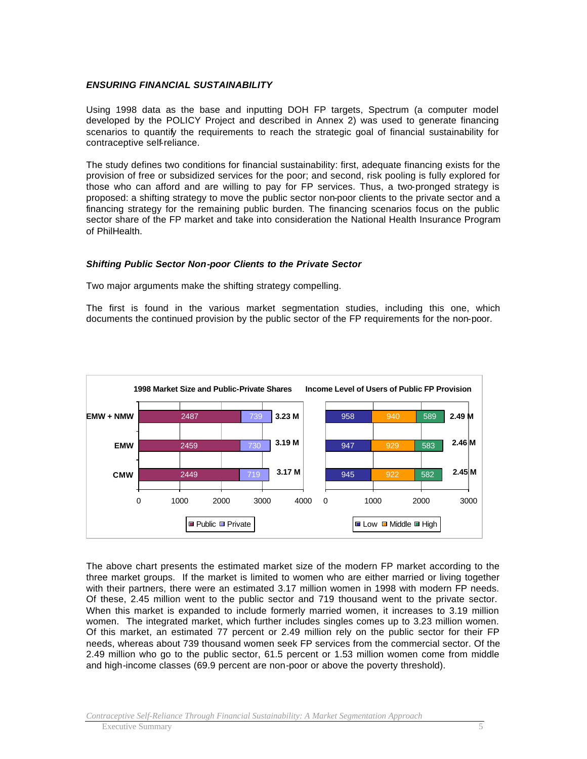## *ENSURING FINANCIAL SUSTAINABILITY*

Using 1998 data as the base and inputting DOH FP targets, Spectrum (a computer model developed by the POLICY Project and described in Annex 2) was used to generate financing scenarios to quantify the requirements to reach the strategic goal of financial sustainability for contraceptive self-reliance.

The study defines two conditions for financial sustainability: first, adequate financing exists for the provision of free or subsidized services for the poor; and second, risk pooling is fully explored for those who can afford and are willing to pay for FP services. Thus, a two-pronged strategy is proposed: a shifting strategy to move the public sector non-poor clients to the private sector and a financing strategy for the remaining public burden. The financing scenarios focus on the public sector share of the FP market and take into consideration the National Health Insurance Program of PhilHealth.

### *Shifting Public Sector Non-poor Clients to the Private Sector*

Two major arguments make the shifting strategy compelling.

The first is found in the various market segmentation studies, including this one, which documents the continued provision by the public sector of the FP requirements for the non-poor.

**1998 Market Size and Public-Private Shares**

EMW + NMW: 2487, 739, 3.23 M
EMW: 2459, 730, 3.19 M
CMW: 2449, 719, 3.17 M
0, 1000, 2000, 3000, 4000
Public, Private

**Income Level of Users of Public FP Provision**

958, 940, 589, 2.49 M
947, 929, 583, 2.46 M
945, 922, 582, 2.45 M
0, 1000, 2000, 3000
Low, Middle, High

The above chart presents the estimated market size of the modern FP market according to the three market groups. If the market is limited to women who are either married or living together with their partners, there were an estimated 3.17 million women in 1998 with modern FP needs. Of these, 2.45 million went to the public sector and 719 thousand went to the private sector. When this market is expanded to include formerly married women, it increases to 3.19 million women. The integrated market, which further includes singles comes up to 3.23 million women. Of this market, an estimated 77 percent or 2.49 million rely on the public sector for their FP needs, whereas about 739 thousand women seek FP services from the commercial sector. Of the 2.49 million who go to the public sector, 61.5 percent or 1.53 million women come from middle and high-income classes (69.9 percent are non-poor or above the poverty threshold).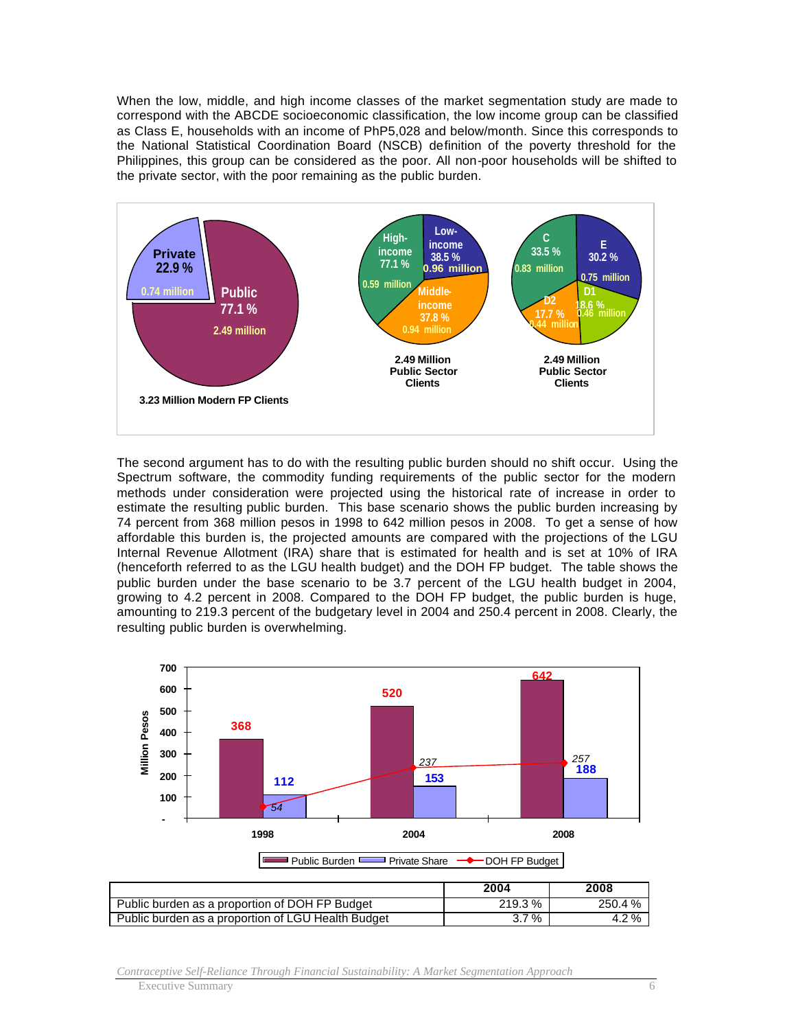When the low, middle, and high income classes of the market segmentation study are made to correspond with the ABCDE socioeconomic classification, the low income group can be classified as Class E, households with an income of PhP5,028 and below/month. Since this corresponds to the National Statistical Coordination Board (NSCB) definition of the poverty threshold for the Philippines, this group can be considered as the poor. All non-poor households will be shifted to the private sector, with the poor remaining as the public burden.

Private
22.9 %
0.74 million
Public
77.1 %
2.49 million
3.23 Million Modern FP Clients

High-income
77.1 %
0.59 million
Low-income
38.5 %
0.96 million
Middle-income
37.8 %
0.94 million
2.49 Million
Public Sector
Clients

C
33.5 %
0.83 million
E
30.2 %
0.75 million
D2
17.7 %
0.44 million
D1
18.6 %
0.46 million
2.49 Million
Public Sector
Clients

The second argument has to do with the resulting public burden should no shift occur. Using the Spectrum software, the commodity funding requirements of the public sector for the modern methods under consideration were projected using the historical rate of increase in order to estimate the resulting public burden. This base scenario shows the public burden increasing by 74 percent from 368 million pesos in 1998 to 642 million pesos in 2008. To get a sense of how affordable this burden is, the projected amounts are compared with the projections of the LGU Internal Revenue Allotment (IRA) share that is estimated for health and is set at 10% of IRA (henceforth referred to as the LGU health budget) and the DOH FP budget. The table shows the public burden under the base scenario to be 3.7 percent of the LGU health budget in 2004, growing to 4.2 percent in 2008. Compared to the DOH FP budget, the public burden is huge, amounting to 219.3 percent of the budgetary level in 2004 and 250.4 percent in 2008. Clearly, the resulting public burden is overwhelming.

Million Pesos
700
600
500
400
300
200
100
-
1998
2004
2008
368
112
54
520
237
153
642
257
188
Public Burden
Private Share
DOH FP Budget

| | 2004 | 2008 |
|---|---|---|
| Public burden as a proportion of DOH FP Budget | 219.3 % | 250.4 % |
| Public burden as a proportion of LGU Health Budget | 3.7 % | 4.2 % |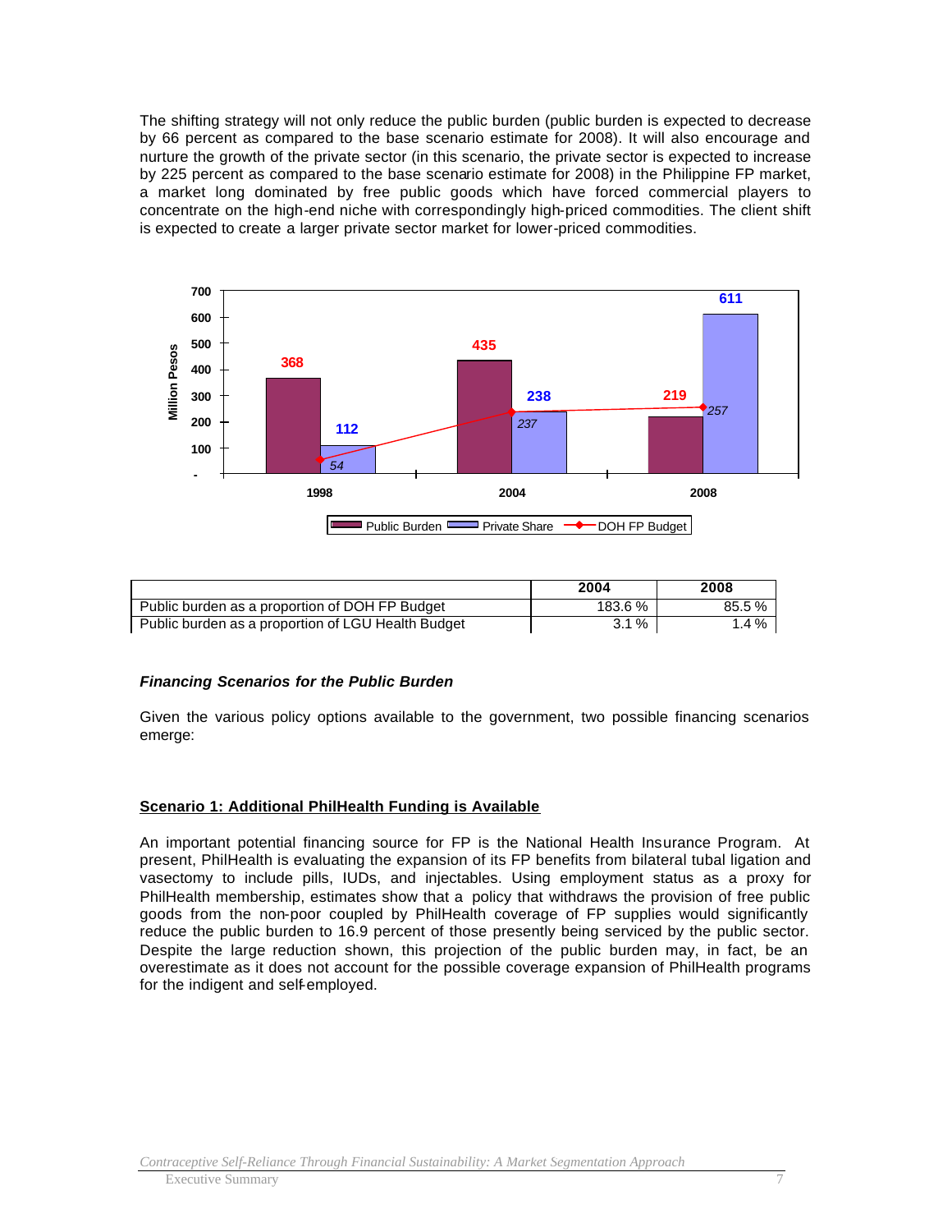The shifting strategy will not only reduce the public burden (public burden is expected to decrease by 66 percent as compared to the base scenario estimate for 2008). It will also encourage and nurture the growth of the private sector (in this scenario, the private sector is expected to increase by 225 percent as compared to the base scenario estimate for 2008) in the Philippine FP market, a market long dominated by free public goods which have forced commercial players to concentrate on the high-end niche with correspondingly high-priced commodities. The client shift is expected to create a larger private sector market for lower-priced commodities.

Million Pesos

700
600
500
400
300
200
100
-

1998
368
112
54

2004
435
238
237

2008
219
611
257

Public Burden
Private Share
DOH FP Budget

| | 2004 | 2008 |
|---|---|---|
| Public burden as a proportion of DOH FP Budget | 183.6 % | 85.5 % |
| Public burden as a proportion of LGU Health Budget | 3.1 % | 1.4 % |

***Financing Scenarios for the Public Burden***

Given the various policy options available to the government, two possible financing scenarios emerge:

**Scenario 1: Additional PhilHealth Funding is Available**

An important potential financing source for FP is the National Health Insurance Program. At present, PhilHealth is evaluating the expansion of its FP benefits from bilateral tubal ligation and vasectomy to include pills, IUDs, and injectables. Using employment status as a proxy for PhilHealth membership, estimates show that a policy that withdraws the provision of free public goods from the non-poor coupled by PhilHealth coverage of FP supplies would significantly reduce the public burden to 16.9 percent of those presently being serviced by the public sector. Despite the large reduction shown, this projection of the public burden may, in fact, be an overestimate as it does not account for the possible coverage expansion of PhilHealth programs for the indigent and self-employed.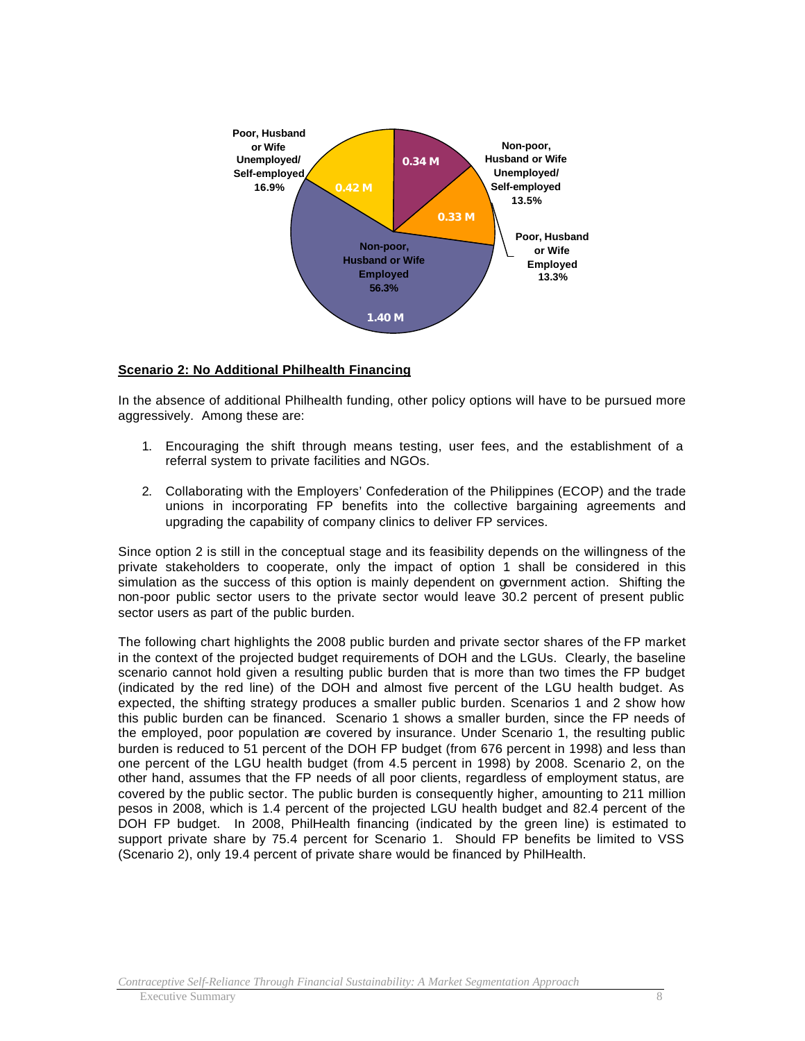Poor, Husband or Wife Unemployed/ Self-employed 16.9% — 0.42 M

0.34 M

Non-poor, Husband or Wife Unemployed/ Self-employed 13.5% — 0.33 M

Poor, Husband or Wife Employed 13.3%

Non-poor, Husband or Wife Employed 56.3% — 1.40 M

**Scenario 2: No Additional Philhealth Financing**

In the absence of additional Philhealth funding, other policy options will have to be pursued more aggressively. Among these are:

1. Encouraging the shift through means testing, user fees, and the establishment of a referral system to private facilities and NGOs.
2. Collaborating with the Employers' Confederation of the Philippines (ECOP) and the trade unions in incorporating FP benefits into the collective bargaining agreements and upgrading the capability of company clinics to deliver FP services.

Since option 2 is still in the conceptual stage and its feasibility depends on the willingness of the private stakeholders to cooperate, only the impact of option 1 shall be considered in this simulation as the success of this option is mainly dependent on government action. Shifting the non-poor public sector users to the private sector would leave 30.2 percent of present public sector users as part of the public burden.

The following chart highlights the 2008 public burden and private sector shares of the FP market in the context of the projected budget requirements of DOH and the LGUs. Clearly, the baseline scenario cannot hold given a resulting public burden that is more than two times the FP budget (indicated by the red line) of the DOH and almost five percent of the LGU health budget. As expected, the shifting strategy produces a smaller public burden. Scenarios 1 and 2 show how this public burden can be financed. Scenario 1 shows a smaller burden, since the FP needs of the employed, poor population are covered by insurance. Under Scenario 1, the resulting public burden is reduced to 51 percent of the DOH FP budget (from 676 percent in 1998) and less than one percent of the LGU health budget (from 4.5 percent in 1998) by 2008. Scenario 2, on the other hand, assumes that the FP needs of all poor clients, regardless of employment status, are covered by the public sector. The public burden is consequently higher, amounting to 211 million pesos in 2008, which is 1.4 percent of the projected LGU health budget and 82.4 percent of the DOH FP budget. In 2008, PhilHealth financing (indicated by the green line) is estimated to support private share by 75.4 percent for Scenario 1. Should FP benefits be limited to VSS (Scenario 2), only 19.4 percent of private share would be financed by PhilHealth.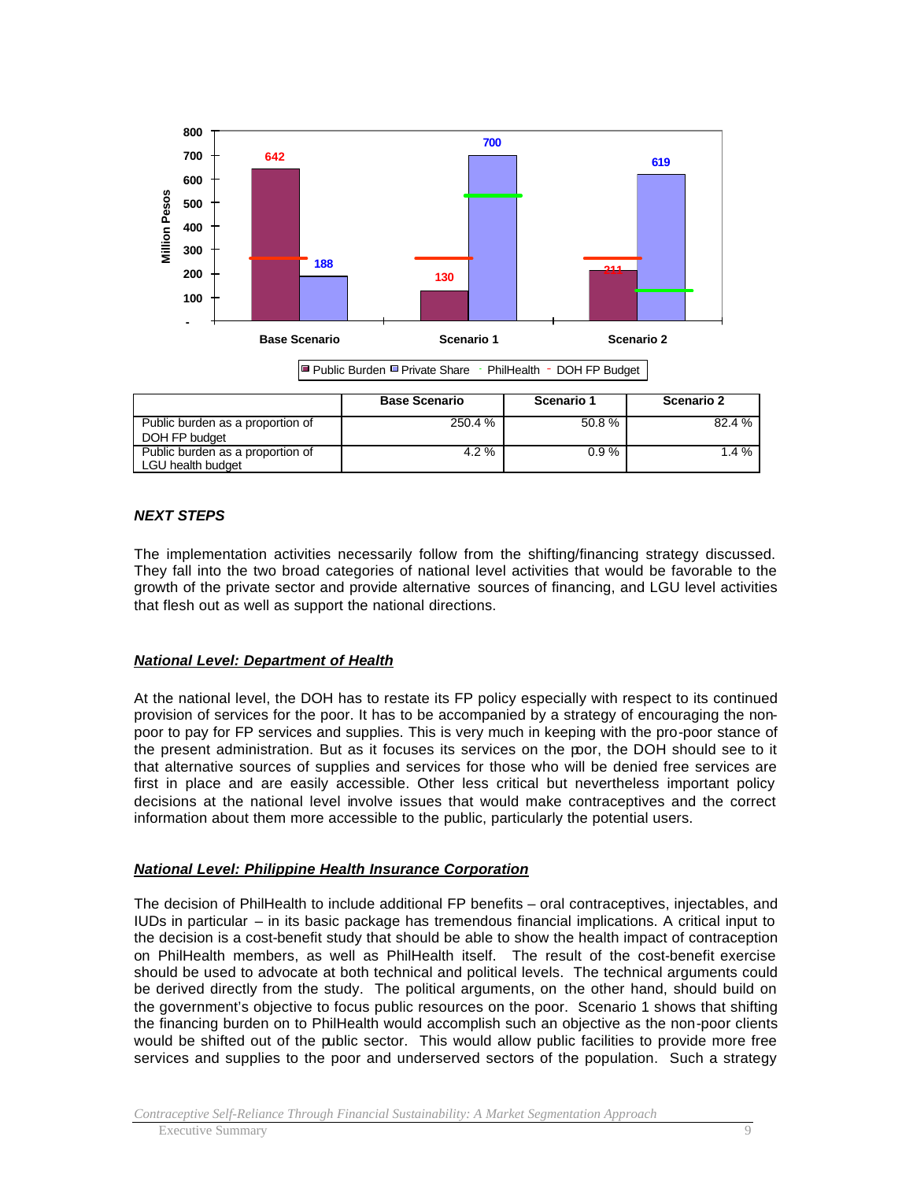800
700
600
500
400
300
200
100
-

Million Pesos

642
188
700
130
619
211

Base Scenario
Scenario 1
Scenario 2

Public Burden  Private Share  PhilHealth  DOH FP Budget

| | Base Scenario | Scenario 1 | Scenario 2 |
|---|---|---|---|
| Public burden as a proportion of DOH FP budget | 250.4 % | 50.8 % | 82.4 % |
| Public burden as a proportion of LGU health budget | 4.2 % | 0.9 % | 1.4 % |

### *NEXT STEPS*

The implementation activities necessarily follow from the shifting/financing strategy discussed. They fall into the two broad categories of national level activities that would be favorable to the growth of the private sector and provide alternative sources of financing, and LGU level activities that flesh out as well as support the national directions.

#### ***National Level: Department of Health***

At the national level, the DOH has to restate its FP policy especially with respect to its continued provision of services for the poor. It has to be accompanied by a strategy of encouraging the non-poor to pay for FP services and supplies. This is very much in keeping with the pro-poor stance of the present administration. But as it focuses its services on the poor, the DOH should see to it that alternative sources of supplies and services for those who will be denied free services are first in place and are easily accessible. Other less critical but nevertheless important policy decisions at the national level involve issues that would make contraceptives and the correct information about them more accessible to the public, particularly the potential users.

#### ***National Level: Philippine Health Insurance Corporation***

The decision of PhilHealth to include additional FP benefits – oral contraceptives, injectables, and IUDs in particular – in its basic package has tremendous financial implications. A critical input to the decision is a cost-benefit study that should be able to show the health impact of contraception on PhilHealth members, as well as PhilHealth itself. The result of the cost-benefit exercise should be used to advocate at both technical and political levels. The technical arguments could be derived directly from the study. The political arguments, on the other hand, should build on the government's objective to focus public resources on the poor. Scenario 1 shows that shifting the financing burden on to PhilHealth would accomplish such an objective as the non-poor clients would be shifted out of the public sector. This would allow public facilities to provide more free services and supplies to the poor and underserved sectors of the population. Such a strategy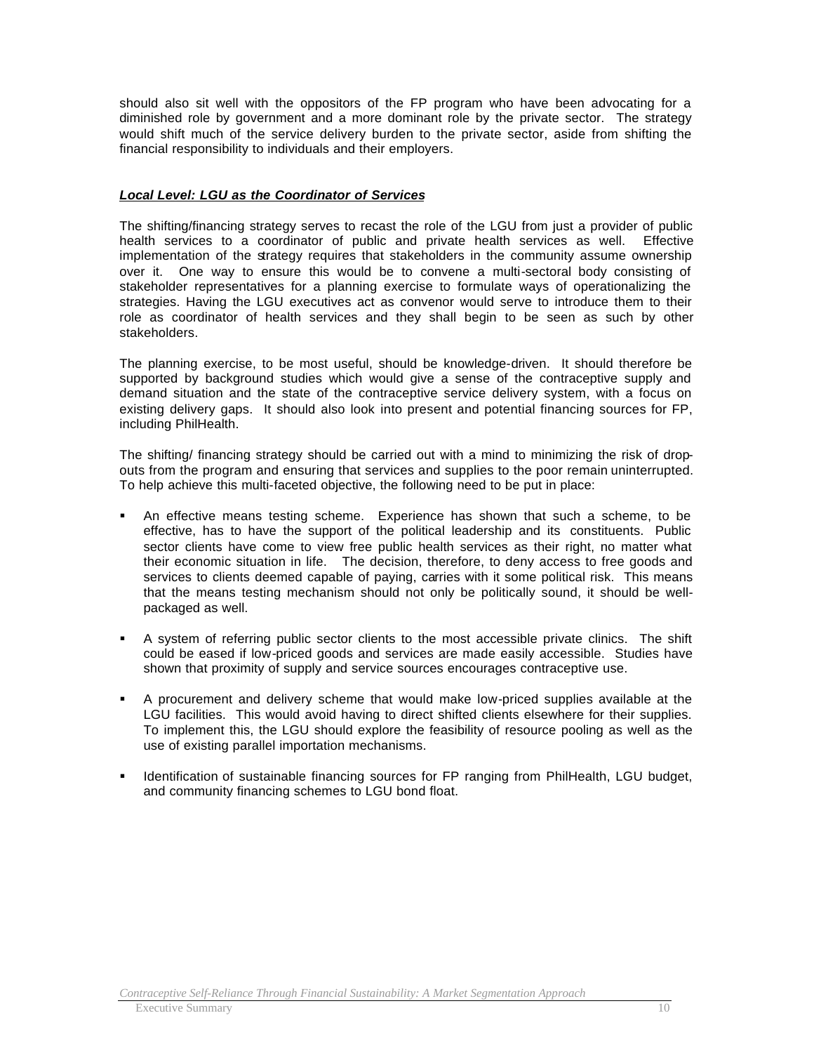should also sit well with the oppositors of the FP program who have been advocating for a diminished role by government and a more dominant role by the private sector. The strategy would shift much of the service delivery burden to the private sector, aside from shifting the financial responsibility to individuals and their employers.

***Local Level: LGU as the Coordinator of Services***

The shifting/financing strategy serves to recast the role of the LGU from just a provider of public health services to a coordinator of public and private health services as well. Effective implementation of the strategy requires that stakeholders in the community assume ownership over it. One way to ensure this would be to convene a multi-sectoral body consisting of stakeholder representatives for a planning exercise to formulate ways of operationalizing the strategies. Having the LGU executives act as convenor would serve to introduce them to their role as coordinator of health services and they shall begin to be seen as such by other stakeholders.

The planning exercise, to be most useful, should be knowledge-driven. It should therefore be supported by background studies which would give a sense of the contraceptive supply and demand situation and the state of the contraceptive service delivery system, with a focus on existing delivery gaps. It should also look into present and potential financing sources for FP, including PhilHealth.

The shifting/ financing strategy should be carried out with a mind to minimizing the risk of drop-outs from the program and ensuring that services and supplies to the poor remain uninterrupted. To help achieve this multi-faceted objective, the following need to be put in place:

- An effective means testing scheme. Experience has shown that such a scheme, to be effective, has to have the support of the political leadership and its constituents. Public sector clients have come to view free public health services as their right, no matter what their economic situation in life. The decision, therefore, to deny access to free goods and services to clients deemed capable of paying, carries with it some political risk. This means that the means testing mechanism should not only be politically sound, it should be well-packaged as well.

- A system of referring public sector clients to the most accessible private clinics. The shift could be eased if low-priced goods and services are made easily accessible. Studies have shown that proximity of supply and service sources encourages contraceptive use.

- A procurement and delivery scheme that would make low-priced supplies available at the LGU facilities. This would avoid having to direct shifted clients elsewhere for their supplies. To implement this, the LGU should explore the feasibility of resource pooling as well as the use of existing parallel importation mechanisms.

- Identification of sustainable financing sources for FP ranging from PhilHealth, LGU budget, and community financing schemes to LGU bond float.